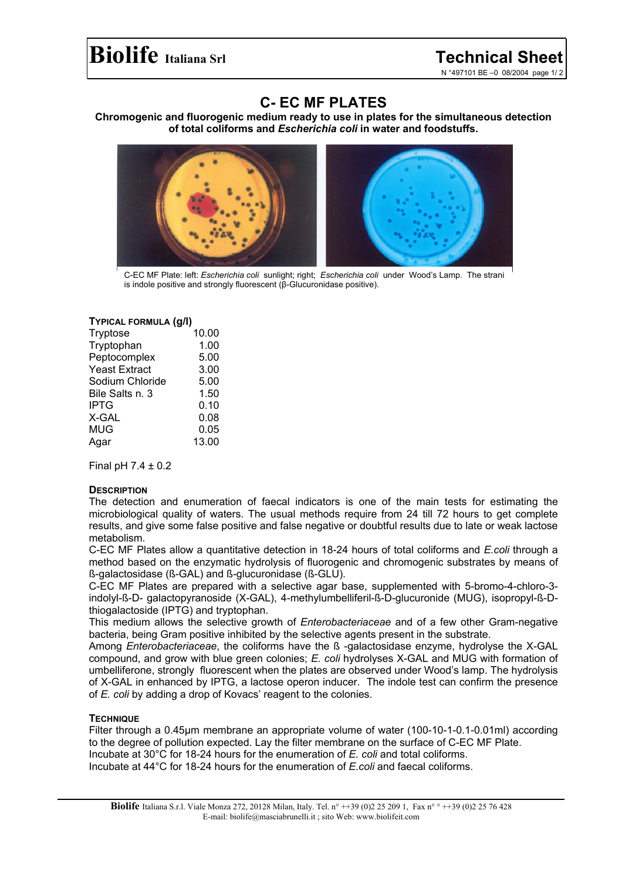# C- EC MF PLATES

**Chromogenic and fluorogenic medium ready to use in plates for the simultaneous detection of total coliforms and *Escherichia coli* in water and foodstuffs.**

C-EC MF Plate: left: *Escherichia coli* sunlight; right; *Escherichia coli* under Wood's Lamp. The strani is indole positive and strongly fluorescent (β-Glucuronidase positive).

## TYPICAL FORMULA (g/l)

| | |
|---|---|
| Tryptose | 10.00 |
| Tryptophan | 1.00 |
| Peptocomplex | 5.00 |
| Yeast Extract | 3.00 |
| Sodium Chloride | 5.00 |
| Bile Salts n. 3 | 1.50 |
| IPTG | 0.10 |
| X-GAL | 0.08 |
| MUG | 0.05 |
| Agar | 13.00 |

Final pH 7.4 ± 0.2

## DESCRIPTION

The detection and enumeration of faecal indicators is one of the main tests for estimating the microbiological quality of waters. The usual methods require from 24 till 72 hours to get complete results, and give some false positive and false negative or doubtful results due to late or weak lactose metabolism.

C-EC MF Plates allow a quantitative detection in 18-24 hours of total coliforms and *E.coli* through a method based on the enzymatic hydrolysis of fluorogenic and chromogenic substrates by means of ß-galactosidase (ß-GAL) and ß-glucuronidase (ß-GLU).

C-EC MF Plates are prepared with a selective agar base, supplemented with 5-bromo-4-chloro-3-indolyl-ß-D- galactopyranoside (X-GAL), 4-methylumbelliferil-ß-D-glucuronide (MUG), isopropyl-ß-D-thiogalactoside (IPTG) and tryptophan.

This medium allows the selective growth of *Enterobacteriaceae* and of a few other Gram-negative bacteria, being Gram positive inhibited by the selective agents present in the substrate.

Among *Enterobacteriaceae*, the coliforms have the ß -galactosidase enzyme, hydrolyse the X-GAL compound, and grow with blue green colonies; *E. coli* hydrolyses X-GAL and MUG with formation of umbelliferone, strongly fluorescent when the plates are observed under Wood's lamp. The hydrolysis of X-GAL in enhanced by IPTG, a lactose operon inducer. The indole test can confirm the presence of *E. coli* by adding a drop of Kovacs' reagent to the colonies.

## TECHNIQUE

Filter through a 0.45µm membrane an appropriate volume of water (100-10-1-0.1-0.01ml) according to the degree of pollution expected. Lay the filter membrane on the surface of C-EC MF Plate.

Incubate at 30°C for 18-24 hours for the enumeration of *E. coli* and total coliforms.

Incubate at 44°C for 18-24 hours for the enumeration of *E.coli* and faecal coliforms.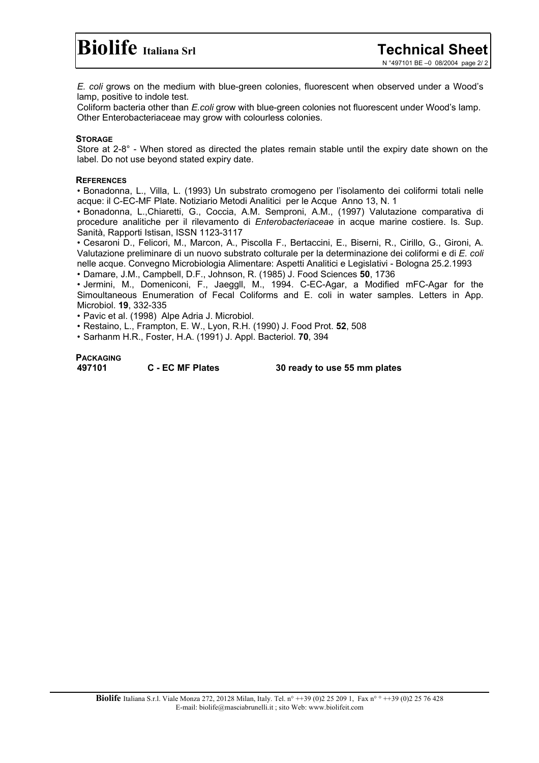*E. coli* grows on the medium with blue-green colonies, fluorescent when observed under a Wood's lamp, positive to indole test.

Coliform bacteria other than *E.coli* grow with blue-green colonies not fluorescent under Wood's lamp.

Other Enterobacteriaceae may grow with colourless colonies.

### STORAGE

Store at 2-8° - When stored as directed the plates remain stable until the expiry date shown on the label. Do not use beyond stated expiry date.

### REFERENCES

- Bonadonna, L., Villa, L. (1993) Un substrato cromogeno per l'isolamento dei coliformi totali nelle acque: il C-EC-MF Plate. Notiziario Metodi Analitici per le Acque Anno 13, N. 1
- Bonadonna, L.,Chiaretti, G., Coccia, A.M. Semproni, A.M., (1997) Valutazione comparativa di procedure analitiche per il rilevamento di *Enterobacteriaceae* in acque marine costiere. Is. Sup. Sanità, Rapporti Istisan, ISSN 1123-3117
- Cesaroni D., Felicori, M., Marcon, A., Piscolla F., Bertaccini, E., Biserni, R., Cirillo, G., Gironi, A. Valutazione preliminare di un nuovo substrato colturale per la determinazione dei coliformi e di *E. coli* nelle acque. Convegno Microbiologia Alimentare: Aspetti Analitici e Legislativi - Bologna 25.2.1993
- Damare, J.M., Campbell, D.F., Johnson, R. (1985) J. Food Sciences **50**, 1736
- Jermini, M., Domeniconi, F., Jaeggll, M., 1994. C-EC-Agar, a Modified mFC-Agar for the Simoultaneous Enumeration of Fecal Coliforms and E. coli in water samples. Letters in App. Microbiol. **19**, 332-335
- Pavic et al. (1998) Alpe Adria J. Microbiol.
- Restaino, L., Frampton, E. W., Lyon, R.H. (1990) J. Food Prot. **52**, 508
- Sarhanm H.R., Foster, H.A. (1991) J. Appl. Bacteriol. **70**, 394

### PACKAGING

| | | |
|---|---|---|
| **497101** | **C - EC MF Plates** | **30 ready to use 55 mm plates** |